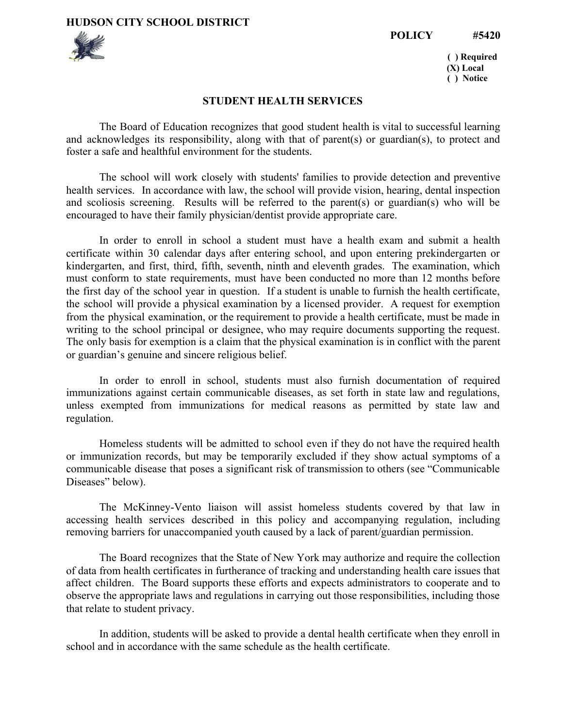**HUDSON CITY SCHOOL DISTRICT**

**POLICY #5420**

**( ) Required**
**(X) Local**
**( ) Notice**

## STUDENT HEALTH SERVICES

The Board of Education recognizes that good student health is vital to successful learning and acknowledges its responsibility, along with that of parent(s) or guardian(s), to protect and foster a safe and healthful environment for the students.

The school will work closely with students' families to provide detection and preventive health services. In accordance with law, the school will provide vision, hearing, dental inspection and scoliosis screening. Results will be referred to the parent(s) or guardian(s) who will be encouraged to have their family physician/dentist provide appropriate care.

In order to enroll in school a student must have a health exam and submit a health certificate within 30 calendar days after entering school, and upon entering prekindergarten or kindergarten, and first, third, fifth, seventh, ninth and eleventh grades. The examination, which must conform to state requirements, must have been conducted no more than 12 months before the first day of the school year in question. If a student is unable to furnish the health certificate, the school will provide a physical examination by a licensed provider. A request for exemption from the physical examination, or the requirement to provide a health certificate, must be made in writing to the school principal or designee, who may require documents supporting the request. The only basis for exemption is a claim that the physical examination is in conflict with the parent or guardian's genuine and sincere religious belief.

In order to enroll in school, students must also furnish documentation of required immunizations against certain communicable diseases, as set forth in state law and regulations, unless exempted from immunizations for medical reasons as permitted by state law and regulation.

Homeless students will be admitted to school even if they do not have the required health or immunization records, but may be temporarily excluded if they show actual symptoms of a communicable disease that poses a significant risk of transmission to others (see "Communicable Diseases" below).

The McKinney-Vento liaison will assist homeless students covered by that law in accessing health services described in this policy and accompanying regulation, including removing barriers for unaccompanied youth caused by a lack of parent/guardian permission.

The Board recognizes that the State of New York may authorize and require the collection of data from health certificates in furtherance of tracking and understanding health care issues that affect children. The Board supports these efforts and expects administrators to cooperate and to observe the appropriate laws and regulations in carrying out those responsibilities, including those that relate to student privacy.

In addition, students will be asked to provide a dental health certificate when they enroll in school and in accordance with the same schedule as the health certificate.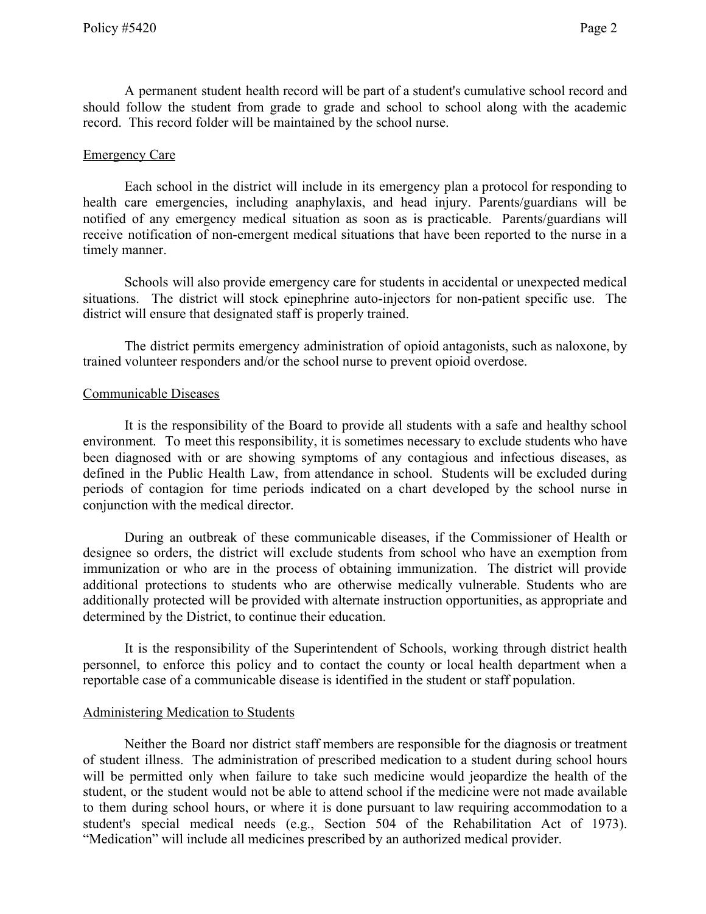A permanent student health record will be part of a student's cumulative school record and should follow the student from grade to grade and school to school along with the academic record. This record folder will be maintained by the school nurse.

## Emergency Care

Each school in the district will include in its emergency plan a protocol for responding to health care emergencies, including anaphylaxis, and head injury. Parents/guardians will be notified of any emergency medical situation as soon as is practicable. Parents/guardians will receive notification of non-emergent medical situations that have been reported to the nurse in a timely manner.

Schools will also provide emergency care for students in accidental or unexpected medical situations. The district will stock epinephrine auto-injectors for non-patient specific use. The district will ensure that designated staff is properly trained.

The district permits emergency administration of opioid antagonists, such as naloxone, by trained volunteer responders and/or the school nurse to prevent opioid overdose.

## Communicable Diseases

It is the responsibility of the Board to provide all students with a safe and healthy school environment. To meet this responsibility, it is sometimes necessary to exclude students who have been diagnosed with or are showing symptoms of any contagious and infectious diseases, as defined in the Public Health Law, from attendance in school. Students will be excluded during periods of contagion for time periods indicated on a chart developed by the school nurse in conjunction with the medical director.

During an outbreak of these communicable diseases, if the Commissioner of Health or designee so orders, the district will exclude students from school who have an exemption from immunization or who are in the process of obtaining immunization. The district will provide additional protections to students who are otherwise medically vulnerable. Students who are additionally protected will be provided with alternate instruction opportunities, as appropriate and determined by the District, to continue their education.

It is the responsibility of the Superintendent of Schools, working through district health personnel, to enforce this policy and to contact the county or local health department when a reportable case of a communicable disease is identified in the student or staff population.

## Administering Medication to Students

Neither the Board nor district staff members are responsible for the diagnosis or treatment of student illness. The administration of prescribed medication to a student during school hours will be permitted only when failure to take such medicine would jeopardize the health of the student, or the student would not be able to attend school if the medicine were not made available to them during school hours, or where it is done pursuant to law requiring accommodation to a student's special medical needs (e.g., Section 504 of the Rehabilitation Act of 1973). "Medication" will include all medicines prescribed by an authorized medical provider.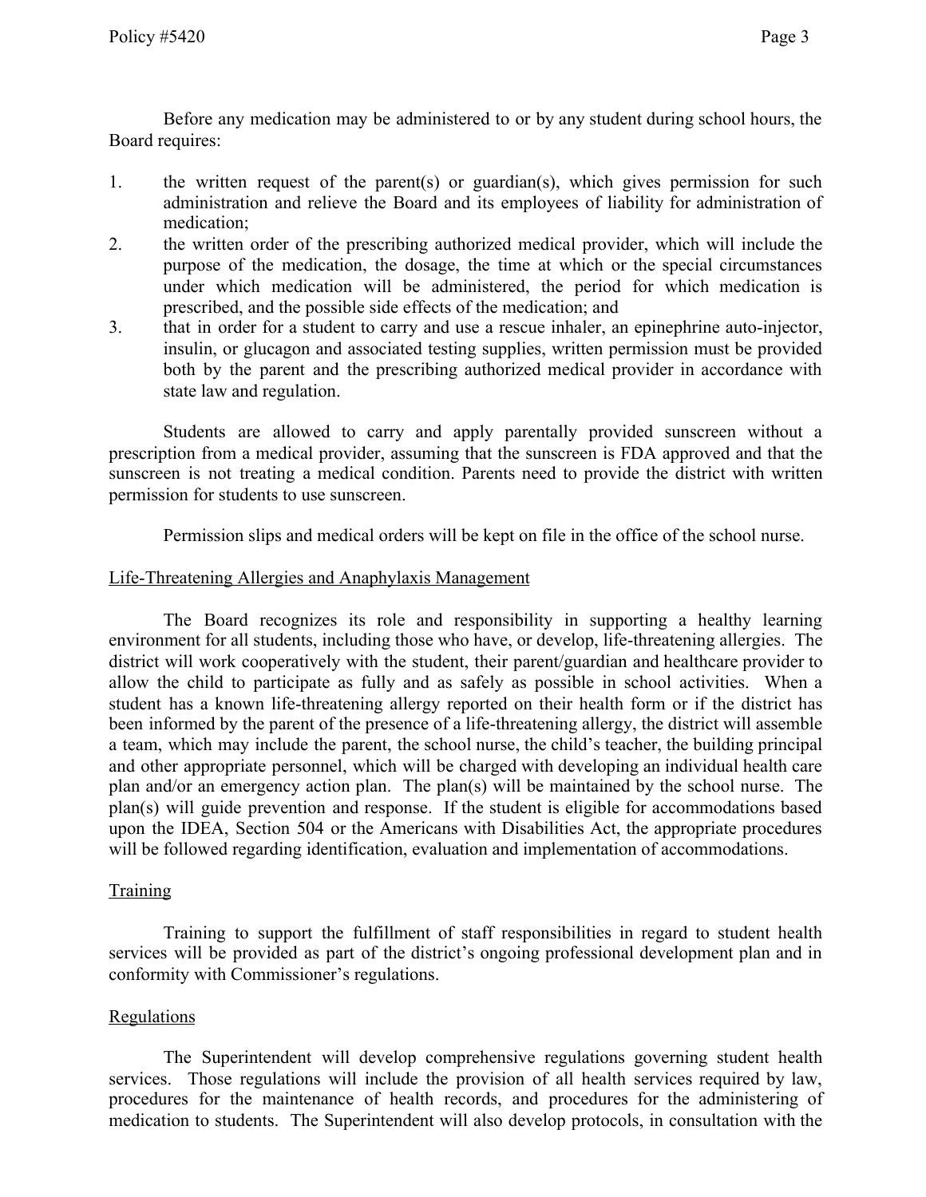Before any medication may be administered to or by any student during school hours, the Board requires:

1. the written request of the parent(s) or guardian(s), which gives permission for such administration and relieve the Board and its employees of liability for administration of medication;
2. the written order of the prescribing authorized medical provider, which will include the purpose of the medication, the dosage, the time at which or the special circumstances under which medication will be administered, the period for which medication is prescribed, and the possible side effects of the medication; and
3. that in order for a student to carry and use a rescue inhaler, an epinephrine auto-injector, insulin, or glucagon and associated testing supplies, written permission must be provided both by the parent and the prescribing authorized medical provider in accordance with state law and regulation.

Students are allowed to carry and apply parentally provided sunscreen without a prescription from a medical provider, assuming that the sunscreen is FDA approved and that the sunscreen is not treating a medical condition. Parents need to provide the district with written permission for students to use sunscreen.

Permission slips and medical orders will be kept on file in the office of the school nurse.

## Life-Threatening Allergies and Anaphylaxis Management

The Board recognizes its role and responsibility in supporting a healthy learning environment for all students, including those who have, or develop, life-threatening allergies. The district will work cooperatively with the student, their parent/guardian and healthcare provider to allow the child to participate as fully and as safely as possible in school activities. When a student has a known life-threatening allergy reported on their health form or if the district has been informed by the parent of the presence of a life-threatening allergy, the district will assemble a team, which may include the parent, the school nurse, the child's teacher, the building principal and other appropriate personnel, which will be charged with developing an individual health care plan and/or an emergency action plan. The plan(s) will be maintained by the school nurse. The plan(s) will guide prevention and response. If the student is eligible for accommodations based upon the IDEA, Section 504 or the Americans with Disabilities Act, the appropriate procedures will be followed regarding identification, evaluation and implementation of accommodations.

## Training

Training to support the fulfillment of staff responsibilities in regard to student health services will be provided as part of the district's ongoing professional development plan and in conformity with Commissioner's regulations.

## Regulations

The Superintendent will develop comprehensive regulations governing student health services. Those regulations will include the provision of all health services required by law, procedures for the maintenance of health records, and procedures for the administering of medication to students. The Superintendent will also develop protocols, in consultation with the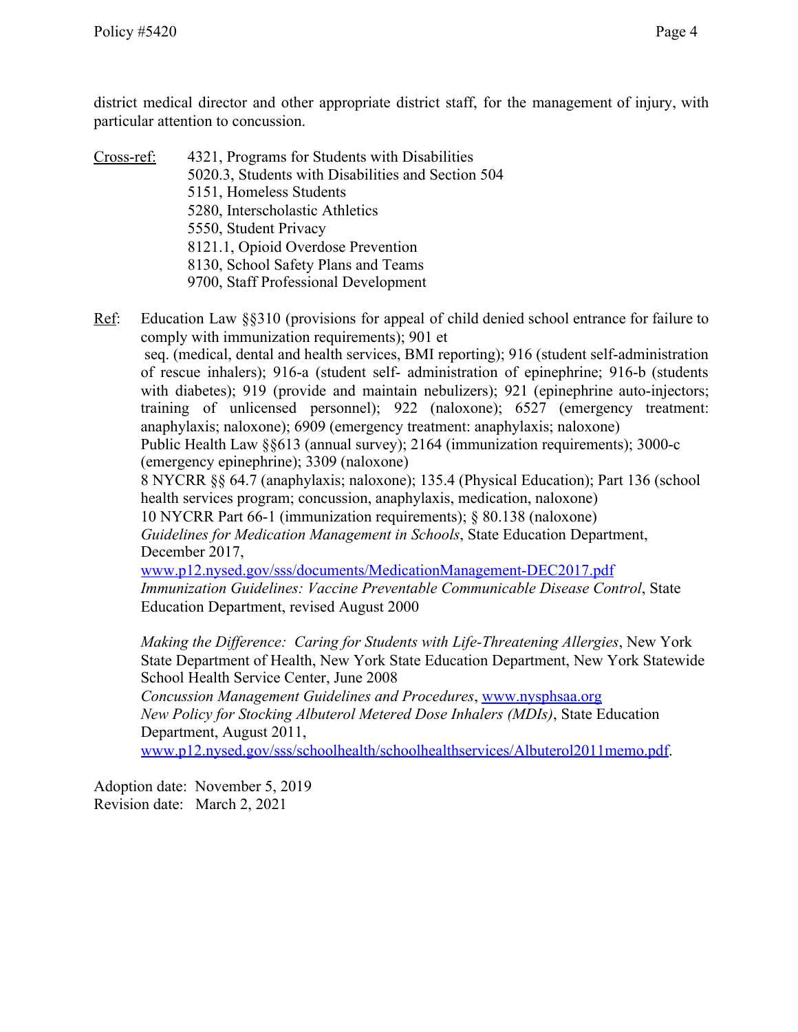district medical director and other appropriate district staff, for the management of injury, with particular attention to concussion.

Cross-ref: 4321, Programs for Students with Disabilities
5020.3, Students with Disabilities and Section 504
5151, Homeless Students
5280, Interscholastic Athletics
5550, Student Privacy
8121.1, Opioid Overdose Prevention
8130, School Safety Plans and Teams
9700, Staff Professional Development

Ref: Education Law §§310 (provisions for appeal of child denied school entrance for failure to comply with immunization requirements); 901 et seq. (medical, dental and health services, BMI reporting); 916 (student self-administration of rescue inhalers); 916-a (student self- administration of epinephrine; 916-b (students with diabetes); 919 (provide and maintain nebulizers); 921 (epinephrine auto-injectors; training of unlicensed personnel); 922 (naloxone); 6527 (emergency treatment: anaphylaxis; naloxone); 6909 (emergency treatment: anaphylaxis; naloxone)
Public Health Law §§613 (annual survey); 2164 (immunization requirements); 3000-c (emergency epinephrine); 3309 (naloxone)
8 NYCRR §§ 64.7 (anaphylaxis; naloxone); 135.4 (Physical Education); Part 136 (school health services program; concussion, anaphylaxis, medication, naloxone)
10 NYCRR Part 66-1 (immunization requirements); § 80.138 (naloxone)
*Guidelines for Medication Management in Schools*, State Education Department, December 2017,
www.p12.nysed.gov/sss/documents/MedicationManagement-DEC2017.pdf
*Immunization Guidelines: Vaccine Preventable Communicable Disease Control*, State Education Department, revised August 2000

*Making the Difference: Caring for Students with Life-Threatening Allergies*, New York State Department of Health, New York State Education Department, New York Statewide School Health Service Center, June 2008
*Concussion Management Guidelines and Procedures*, www.nysphsaa.org
*New Policy for Stocking Albuterol Metered Dose Inhalers (MDIs)*, State Education Department, August 2011,
www.p12.nysed.gov/sss/schoolhealth/schoolhealthservices/Albuterol2011memo.pdf.

Adoption date: November 5, 2019
Revision date: March 2, 2021